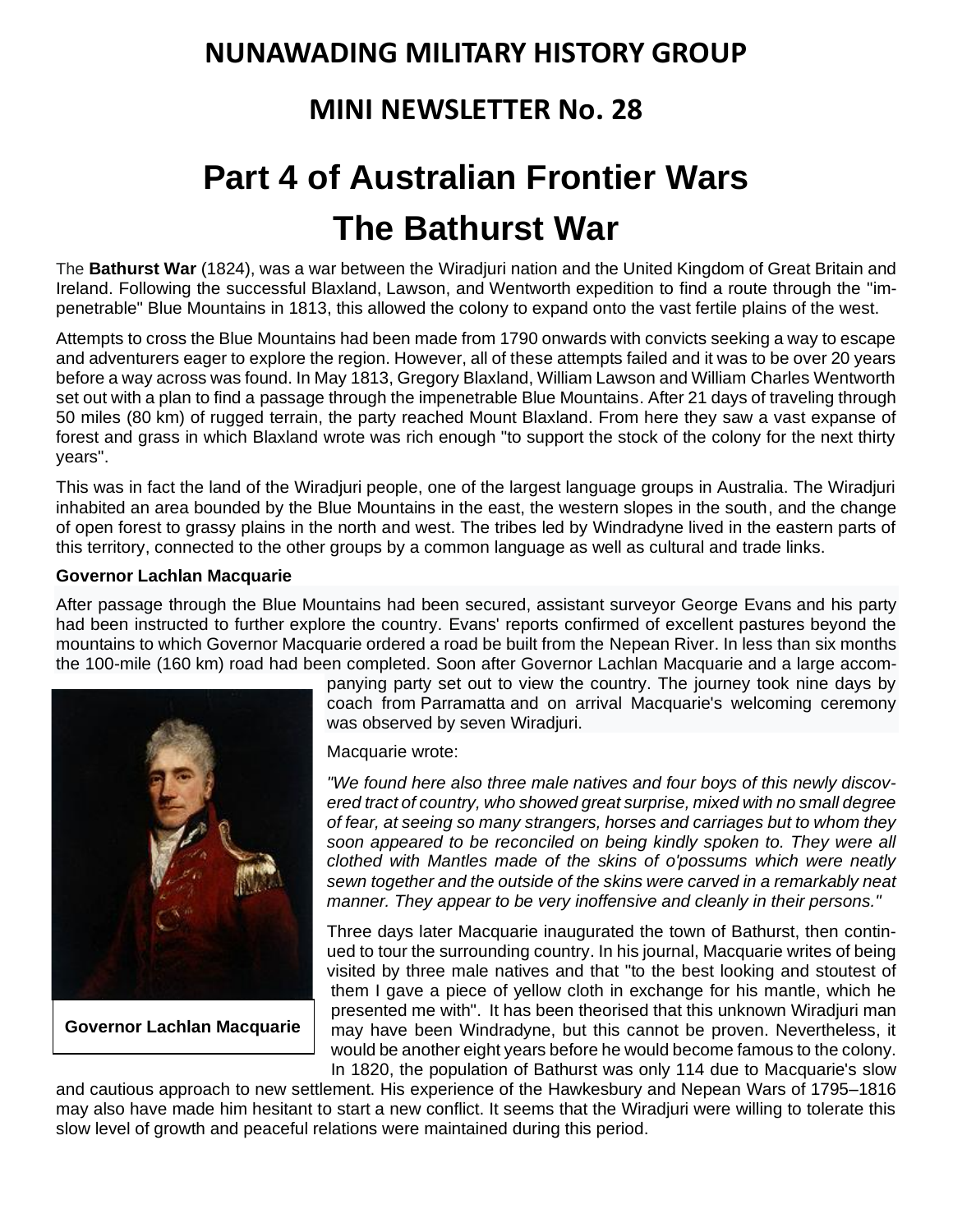# NUNAWADING MILITARY HISTORY GROUP

## MINI NEWSLETTER No. 28

# Part 4 of Australian Frontier Wars

# The Bathurst War

The **Bathurst War** (1824), was a war between the Wiradjuri nation and the United Kingdom of Great Britain and Ireland. Following the successful Blaxland, Lawson, and Wentworth expedition to find a route through the "impenetrable" Blue Mountains in 1813, this allowed the colony to expand onto the vast fertile plains of the west.

Attempts to cross the Blue Mountains had been made from 1790 onwards with convicts seeking a way to escape and adventurers eager to explore the region. However, all of these attempts failed and it was to be over 20 years before a way across was found. In May 1813, Gregory Blaxland, William Lawson and William Charles Wentworth set out with a plan to find a passage through the impenetrable Blue Mountains. After 21 days of traveling through 50 miles (80 km) of rugged terrain, the party reached Mount Blaxland. From here they saw a vast expanse of forest and grass in which Blaxland wrote was rich enough "to support the stock of the colony for the next thirty years".

This was in fact the land of the Wiradjuri people, one of the largest language groups in Australia. The Wiradjuri inhabited an area bounded by the Blue Mountains in the east, the western slopes in the south, and the change of open forest to grassy plains in the north and west. The tribes led by Windradyne lived in the eastern parts of this territory, connected to the other groups by a common language as well as cultural and trade links.

**Governor Lachlan Macquarie**

After passage through the Blue Mountains had been secured, assistant surveyor George Evans and his party had been instructed to further explore the country. Evans' reports confirmed of excellent pastures beyond the mountains to which Governor Macquarie ordered a road be built from the Nepean River. In less than six months the 100-mile (160 km) road had been completed. Soon after Governor Lachlan Macquarie and a large accompanying party set out to view the country. The journey took nine days by coach from Parramatta and on arrival Macquarie's welcoming ceremony was observed by seven Wiradjuri.

**Governor Lachlan Macquarie**

Macquarie wrote:

*"We found here also three male natives and four boys of this newly discovered tract of country, who showed great surprise, mixed with no small degree of fear, at seeing so many strangers, horses and carriages but to whom they soon appeared to be reconciled on being kindly spoken to. They were all clothed with Mantles made of the skins of o'possums which were neatly sewn together and the outside of the skins were carved in a remarkably neat manner. They appear to be very inoffensive and cleanly in their persons."*

Three days later Macquarie inaugurated the town of Bathurst, then continued to tour the surrounding country. In his journal, Macquarie writes of being visited by three male natives and that "to the best looking and stoutest of them I gave a piece of yellow cloth in exchange for his mantle, which he presented me with". It has been theorised that this unknown Wiradjuri man may have been Windradyne, but this cannot be proven. Nevertheless, it would be another eight years before he would become famous to the colony. In 1820, the population of Bathurst was only 114 due to Macquarie's slow and cautious approach to new settlement. His experience of the Hawkesbury and Nepean Wars of 1795–1816 may also have made him hesitant to start a new conflict. It seems that the Wiradjuri were willing to tolerate this slow level of growth and peaceful relations were maintained during this period.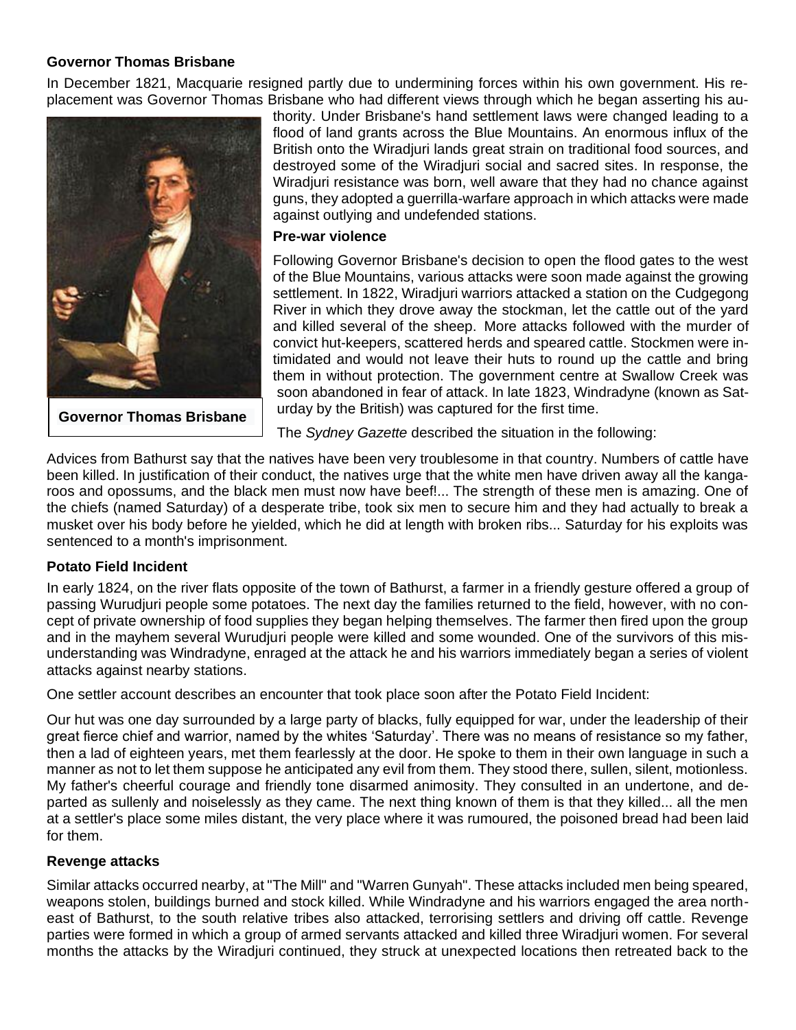### Governor Thomas Brisbane

In December 1821, Macquarie resigned partly due to undermining forces within his own government. His replacement was Governor Thomas Brisbane who had different views through which he began asserting his authority. Under Brisbane's hand settlement laws were changed leading to a flood of land grants across the Blue Mountains. An enormous influx of the British onto the Wiradjuri lands great strain on traditional food sources, and destroyed some of the Wiradjuri social and sacred sites. In response, the Wiradjuri resistance was born, well aware that they had no chance against guns, they adopted a guerrilla-warfare approach in which attacks were made against outlying and undefended stations.

Governor Thomas Brisbane

### Pre-war violence

Following Governor Brisbane's decision to open the flood gates to the west of the Blue Mountains, various attacks were soon made against the growing settlement. In 1822, Wiradjuri warriors attacked a station on the Cudgegong River in which they drove away the stockman, let the cattle out of the yard and killed several of the sheep. More attacks followed with the murder of convict hut-keepers, scattered herds and speared cattle. Stockmen were intimidated and would not leave their huts to round up the cattle and bring them in without protection. The government centre at Swallow Creek was soon abandoned in fear of attack. In late 1823, Windradyne (known as Saturday by the British) was captured for the first time.

The *Sydney Gazette* described the situation in the following:

Advices from Bathurst say that the natives have been very troublesome in that country. Numbers of cattle have been killed. In justification of their conduct, the natives urge that the white men have driven away all the kangaroos and opossums, and the black men must now have beef!... The strength of these men is amazing. One of the chiefs (named Saturday) of a desperate tribe, took six men to secure him and they had actually to break a musket over his body before he yielded, which he did at length with broken ribs... Saturday for his exploits was sentenced to a month's imprisonment.

### Potato Field Incident

In early 1824, on the river flats opposite of the town of Bathurst, a farmer in a friendly gesture offered a group of passing Wurudjuri people some potatoes. The next day the families returned to the field, however, with no concept of private ownership of food supplies they began helping themselves. The farmer then fired upon the group and in the mayhem several Wurudjuri people were killed and some wounded. One of the survivors of this misunderstanding was Windradyne, enraged at the attack he and his warriors immediately began a series of violent attacks against nearby stations.

One settler account describes an encounter that took place soon after the Potato Field Incident:

Our hut was one day surrounded by a large party of blacks, fully equipped for war, under the leadership of their great fierce chief and warrior, named by the whites 'Saturday'. There was no means of resistance so my father, then a lad of eighteen years, met them fearlessly at the door. He spoke to them in their own language in such a manner as not to let them suppose he anticipated any evil from them. They stood there, sullen, silent, motionless. My father's cheerful courage and friendly tone disarmed animosity. They consulted in an undertone, and departed as sullenly and noiselessly as they came. The next thing known of them is that they killed... all the men at a settler's place some miles distant, the very place where it was rumoured, the poisoned bread had been laid for them.

### Revenge attacks

Similar attacks occurred nearby, at "The Mill" and "Warren Gunyah". These attacks included men being speared, weapons stolen, buildings burned and stock killed. While Windradyne and his warriors engaged the area north-east of Bathurst, to the south relative tribes also attacked, terrorising settlers and driving off cattle. Revenge parties were formed in which a group of armed servants attacked and killed three Wiradjuri women. For several months the attacks by the Wiradjuri continued, they struck at unexpected locations then retreated back to the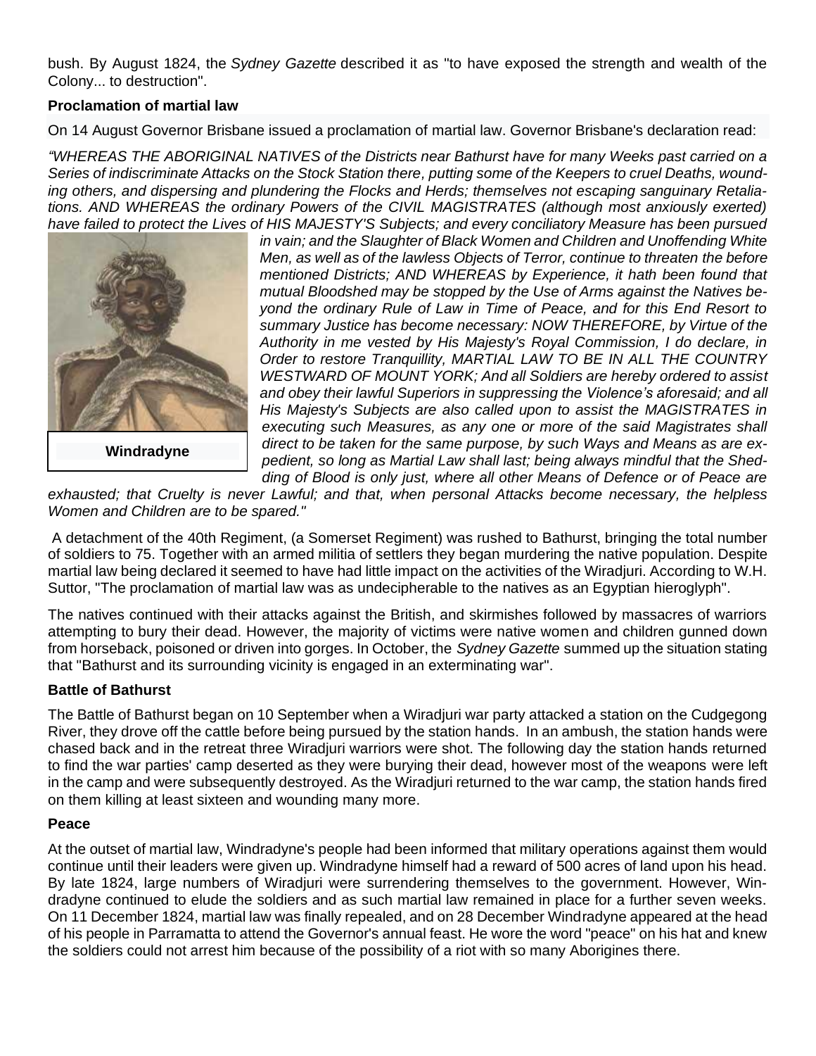bush. By August 1824, the *Sydney Gazette* described it as "to have exposed the strength and wealth of the Colony... to destruction".

**Proclamation of martial law**

On 14 August Governor Brisbane issued a proclamation of martial law. Governor Brisbane's declaration read:

*"WHEREAS THE ABORIGINAL NATIVES of the Districts near Bathurst have for many Weeks past carried on a Series of indiscriminate Attacks on the Stock Station there, putting some of the Keepers to cruel Deaths, wounding others, and dispersing and plundering the Flocks and Herds; themselves not escaping sanguinary Retaliations. AND WHEREAS the ordinary Powers of the CIVIL MAGISTRATES (although most anxiously exerted) have failed to protect the Lives of HIS MAJESTY'S Subjects; and every conciliatory Measure has been pursued in vain; and the Slaughter of Black Women and Children and Unoffending White Men, as well as of the lawless Objects of Terror, continue to threaten the before mentioned Districts; AND WHEREAS by Experience, it hath been found that mutual Bloodshed may be stopped by the Use of Arms against the Natives beyond the ordinary Rule of Law in Time of Peace, and for this End Resort to summary Justice has become necessary: NOW THEREFORE, by Virtue of the Authority in me vested by His Majesty's Royal Commission, I do declare, in Order to restore Tranquillity, MARTIAL LAW TO BE IN ALL THE COUNTRY WESTWARD OF MOUNT YORK; And all Soldiers are hereby ordered to assist and obey their lawful Superiors in suppressing the Violence's aforesaid; and all His Majesty's Subjects are also called upon to assist the MAGISTRATES in executing such Measures, as any one or more of the said Magistrates shall direct to be taken for the same purpose, by such Ways and Means as are expedient, so long as Martial Law shall last; being always mindful that the Shedding of Blood is only just, where all other Means of Defence or of Peace are exhausted; that Cruelty is never Lawful; and that, when personal Attacks become necessary, the helpless Women and Children are to be spared."*

**Windradyne**

A detachment of the 40th Regiment, (a Somerset Regiment) was rushed to Bathurst, bringing the total number of soldiers to 75. Together with an armed militia of settlers they began murdering the native population. Despite martial law being declared it seemed to have had little impact on the activities of the Wiradjuri. According to W.H. Suttor, "The proclamation of martial law was as undecipherable to the natives as an Egyptian hieroglyph".

The natives continued with their attacks against the British, and skirmishes followed by massacres of warriors attempting to bury their dead. However, the majority of victims were native women and children gunned down from horseback, poisoned or driven into gorges. In October, the *Sydney Gazette* summed up the situation stating that "Bathurst and its surrounding vicinity is engaged in an exterminating war".

**Battle of Bathurst**

The Battle of Bathurst began on 10 September when a Wiradjuri war party attacked a station on the Cudgegong River, they drove off the cattle before being pursued by the station hands. In an ambush, the station hands were chased back and in the retreat three Wiradjuri warriors were shot. The following day the station hands returned to find the war parties' camp deserted as they were burying their dead, however most of the weapons were left in the camp and were subsequently destroyed. As the Wiradjuri returned to the war camp, the station hands fired on them killing at least sixteen and wounding many more.

**Peace**

At the outset of martial law, Windradyne's people had been informed that military operations against them would continue until their leaders were given up. Windradyne himself had a reward of 500 acres of land upon his head. By late 1824, large numbers of Wiradjuri were surrendering themselves to the government. However, Windradyne continued to elude the soldiers and as such martial law remained in place for a further seven weeks. On 11 December 1824, martial law was finally repealed, and on 28 December Windradyne appeared at the head of his people in Parramatta to attend the Governor's annual feast. He wore the word "peace" on his hat and knew the soldiers could not arrest him because of the possibility of a riot with so many Aborigines there.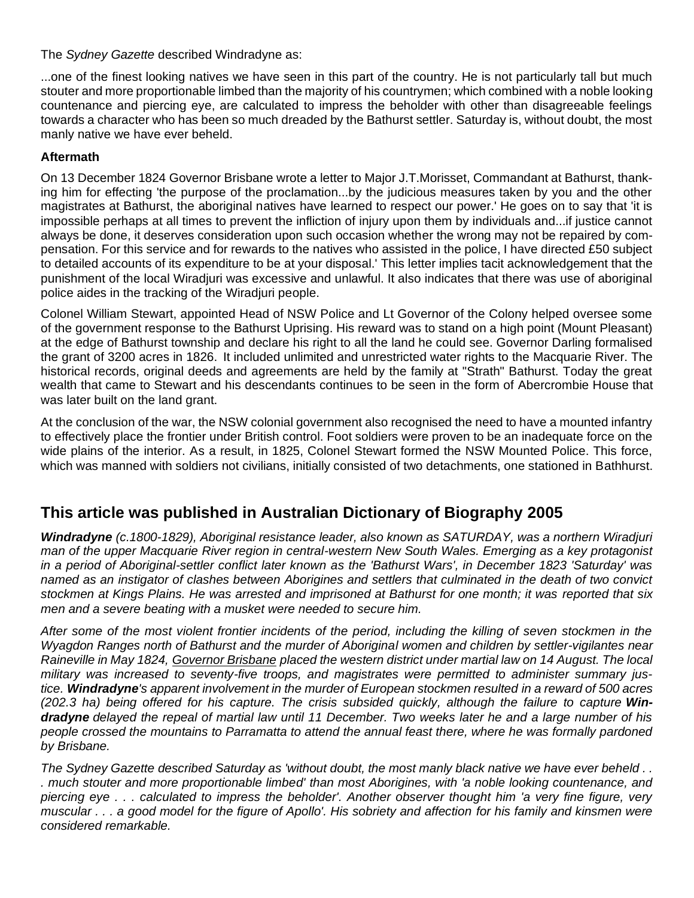The *Sydney Gazette* described Windradyne as:

...one of the finest looking natives we have seen in this part of the country. He is not particularly tall but much stouter and more proportionable limbed than the majority of his countrymen; which combined with a noble looking countenance and piercing eye, are calculated to impress the beholder with other than disagreeable feelings towards a character who has been so much dreaded by the Bathurst settler. Saturday is, without doubt, the most manly native we have ever beheld.

**Aftermath**

On 13 December 1824 Governor Brisbane wrote a letter to Major J.T.Morisset, Commandant at Bathurst, thanking him for effecting 'the purpose of the proclamation...by the judicious measures taken by you and the other magistrates at Bathurst, the aboriginal natives have learned to respect our power.' He goes on to say that 'it is impossible perhaps at all times to prevent the infliction of injury upon them by individuals and...if justice cannot always be done, it deserves consideration upon such occasion whether the wrong may not be repaired by compensation. For this service and for rewards to the natives who assisted in the police, I have directed £50 subject to detailed accounts of its expenditure to be at your disposal.' This letter implies tacit acknowledgement that the punishment of the local Wiradjuri was excessive and unlawful. It also indicates that there was use of aboriginal police aides in the tracking of the Wiradjuri people.

Colonel William Stewart, appointed Head of NSW Police and Lt Governor of the Colony helped oversee some of the government response to the Bathurst Uprising. His reward was to stand on a high point (Mount Pleasant) at the edge of Bathurst township and declare his right to all the land he could see. Governor Darling formalised the grant of 3200 acres in 1826. It included unlimited and unrestricted water rights to the Macquarie River. The historical records, original deeds and agreements are held by the family at "Strath" Bathurst. Today the great wealth that came to Stewart and his descendants continues to be seen in the form of Abercrombie House that was later built on the land grant.

At the conclusion of the war, the NSW colonial government also recognised the need to have a mounted infantry to effectively place the frontier under British control. Foot soldiers were proven to be an inadequate force on the wide plains of the interior. As a result, in 1825, Colonel Stewart formed the NSW Mounted Police. This force, which was manned with soldiers not civilians, initially consisted of two detachments, one stationed in Bathhurst.

## This article was published in Australian Dictionary of Biography 2005

***Windradyne*** *(c.1800-1829), Aboriginal resistance leader, also known as SATURDAY, was a northern Wiradjuri man of the upper Macquarie River region in central-western New South Wales. Emerging as a key protagonist in a period of Aboriginal-settler conflict later known as the 'Bathurst Wars', in December 1823 'Saturday' was named as an instigator of clashes between Aborigines and settlers that culminated in the death of two convict stockmen at Kings Plains. He was arrested and imprisoned at Bathurst for one month; it was reported that six men and a severe beating with a musket were needed to secure him.*

*After some of the most violent frontier incidents of the period, including the killing of seven stockmen in the Wyagdon Ranges north of Bathurst and the murder of Aboriginal women and children by settler-vigilantes near Raineville in May 1824, Governor Brisbane placed the western district under martial law on 14 August. The local military was increased to seventy-five troops, and magistrates were permitted to administer summary justice.* ***Windradyne****'s apparent involvement in the murder of European stockmen resulted in a reward of 500 acres (202.3 ha) being offered for his capture. The crisis subsided quickly, although the failure to capture* ***Windradyne*** *delayed the repeal of martial law until 11 December. Two weeks later he and a large number of his people crossed the mountains to Parramatta to attend the annual feast there, where he was formally pardoned by Brisbane.*

*The Sydney Gazette described Saturday as 'without doubt, the most manly black native we have ever beheld . . . much stouter and more proportionable limbed' than most Aborigines, with 'a noble looking countenance, and piercing eye . . . calculated to impress the beholder'. Another observer thought him 'a very fine figure, very muscular . . . a good model for the figure of Apollo'. His sobriety and affection for his family and kinsmen were considered remarkable.*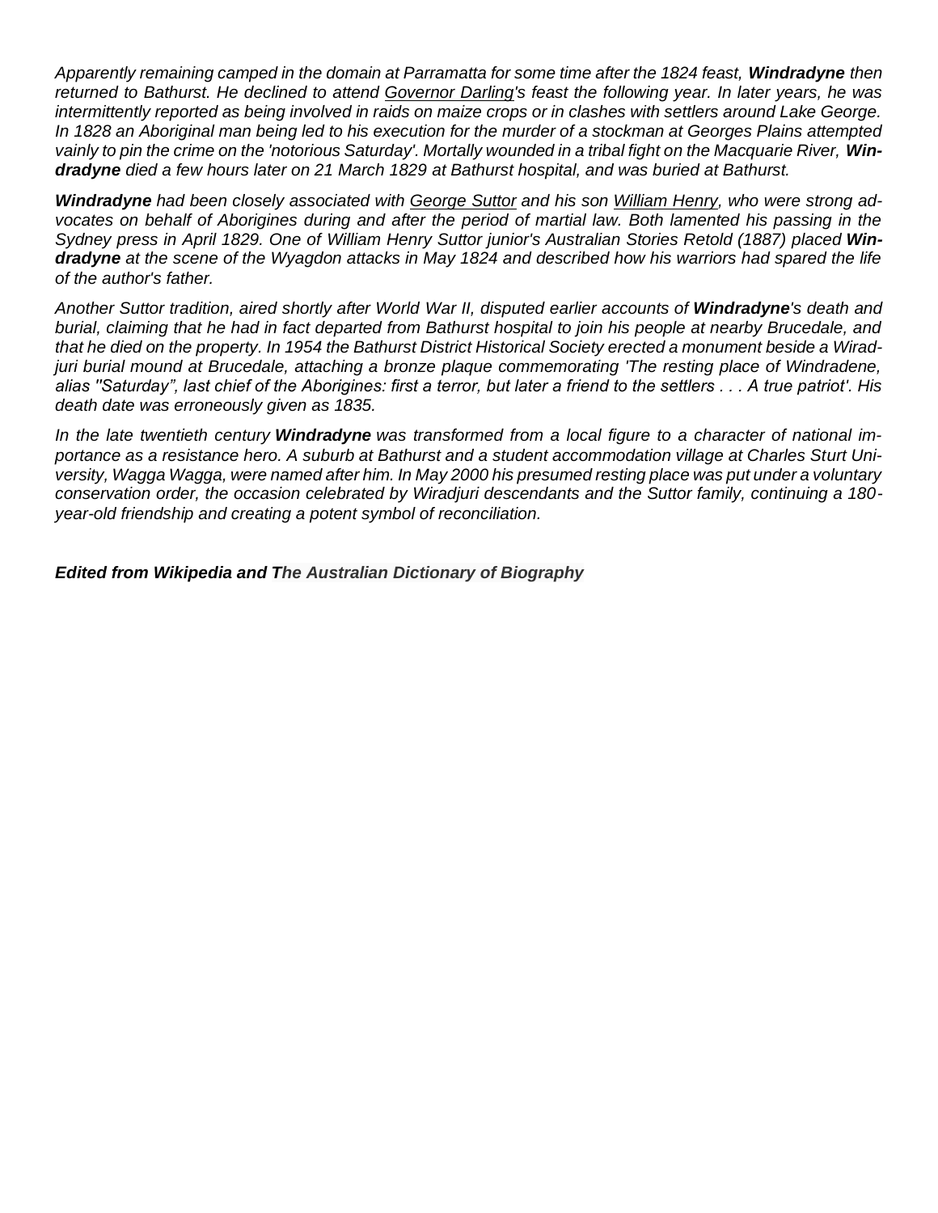*Apparently remaining camped in the domain at Parramatta for some time after the 1824 feast, **Windradyne** then returned to Bathurst. He declined to attend Governor Darling's feast the following year. In later years, he was intermittently reported as being involved in raids on maize crops or in clashes with settlers around Lake George. In 1828 an Aboriginal man being led to his execution for the murder of a stockman at Georges Plains attempted vainly to pin the crime on the 'notorious Saturday'. Mortally wounded in a tribal fight on the Macquarie River, **Windradyne** died a few hours later on 21 March 1829 at Bathurst hospital, and was buried at Bathurst.*

***Windradyne** had been closely associated with George Suttor and his son William Henry, who were strong advocates on behalf of Aborigines during and after the period of martial law. Both lamented his passing in the Sydney press in April 1829. One of William Henry Suttor junior's Australian Stories Retold (1887) placed **Windradyne** at the scene of the Wyagdon attacks in May 1824 and described how his warriors had spared the life of the author's father.*

*Another Suttor tradition, aired shortly after World War II, disputed earlier accounts of **Windradyne**'s death and burial, claiming that he had in fact departed from Bathurst hospital to join his people at nearby Brucedale, and that he died on the property. In 1954 the Bathurst District Historical Society erected a monument beside a Wiradjuri burial mound at Brucedale, attaching a bronze plaque commemorating 'The resting place of Windradene, alias "Saturday", last chief of the Aborigines: first a terror, but later a friend to the settlers . . . A true patriot'. His death date was erroneously given as 1835.*

*In the late twentieth century **Windradyne** was transformed from a local figure to a character of national importance as a resistance hero. A suburb at Bathurst and a student accommodation village at Charles Sturt University, Wagga Wagga, were named after him. In May 2000 his presumed resting place was put under a voluntary conservation order, the occasion celebrated by Wiradjuri descendants and the Suttor family, continuing a 180-year-old friendship and creating a potent symbol of reconciliation.*

***Edited from Wikipedia and The Australian Dictionary of Biography***